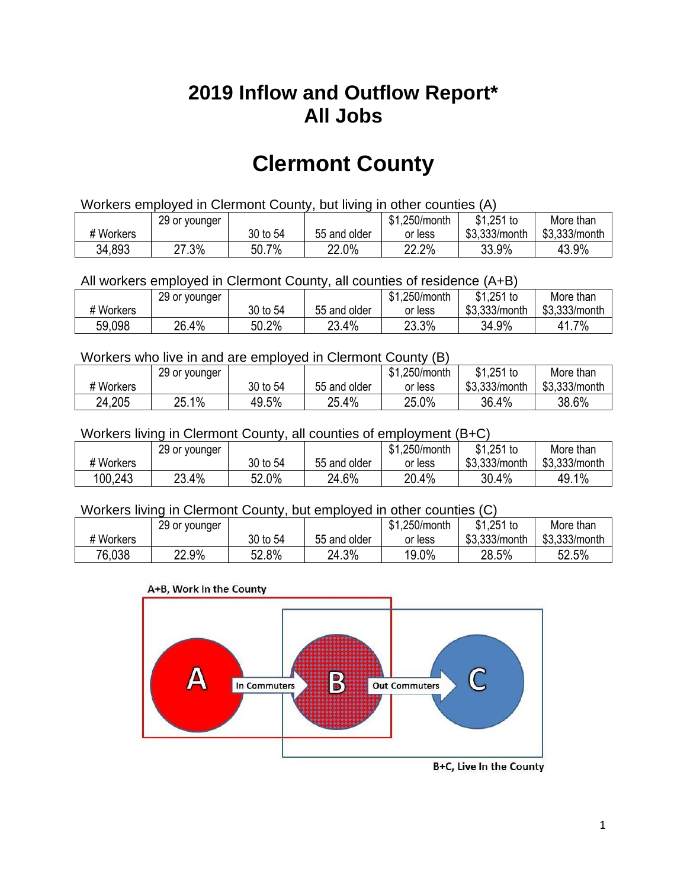# 2019 Inflow and Outflow Report*
# All Jobs

# Clermont County

Workers employed in Clermont County, but living in other counties (A)

| # Workers | 29 or younger | 30 to 54 | 55 and older | $1,250/month or less | $1,251 to $3,333/month | More than $3,333/month |
|---|---|---|---|---|---|---|
| 34,893 | 27.3% | 50.7% | 22.0% | 22.2% | 33.9% | 43.9% |

All workers employed in Clermont County, all counties of residence (A+B)

| # Workers | 29 or younger | 30 to 54 | 55 and older | $1,250/month or less | $1,251 to $3,333/month | More than $3,333/month |
|---|---|---|---|---|---|---|
| 59,098 | 26.4% | 50.2% | 23.4% | 23.3% | 34.9% | 41.7% |

Workers who live in and are employed in Clermont County (B)

| # Workers | 29 or younger | 30 to 54 | 55 and older | $1,250/month or less | $1,251 to $3,333/month | More than $3,333/month |
|---|---|---|---|---|---|---|
| 24,205 | 25.1% | 49.5% | 25.4% | 25.0% | 36.4% | 38.6% |

Workers living in Clermont County, all counties of employment (B+C)

| # Workers | 29 or younger | 30 to 54 | 55 and older | $1,250/month or less | $1,251 to $3,333/month | More than $3,333/month |
|---|---|---|---|---|---|---|
| 100,243 | 23.4% | 52.0% | 24.6% | 20.4% | 30.4% | 49.1% |

Workers living in Clermont County, but employed in other counties (C)

| # Workers | 29 or younger | 30 to 54 | 55 and older | $1,250/month or less | $1,251 to $3,333/month | More than $3,333/month |
|---|---|---|---|---|---|---|
| 76,038 | 22.9% | 52.8% | 24.3% | 19.0% | 28.5% | 52.5% |

A+B, Work In the County

A → In Commuters → B → Out Commuters → C

B+C, Live In the County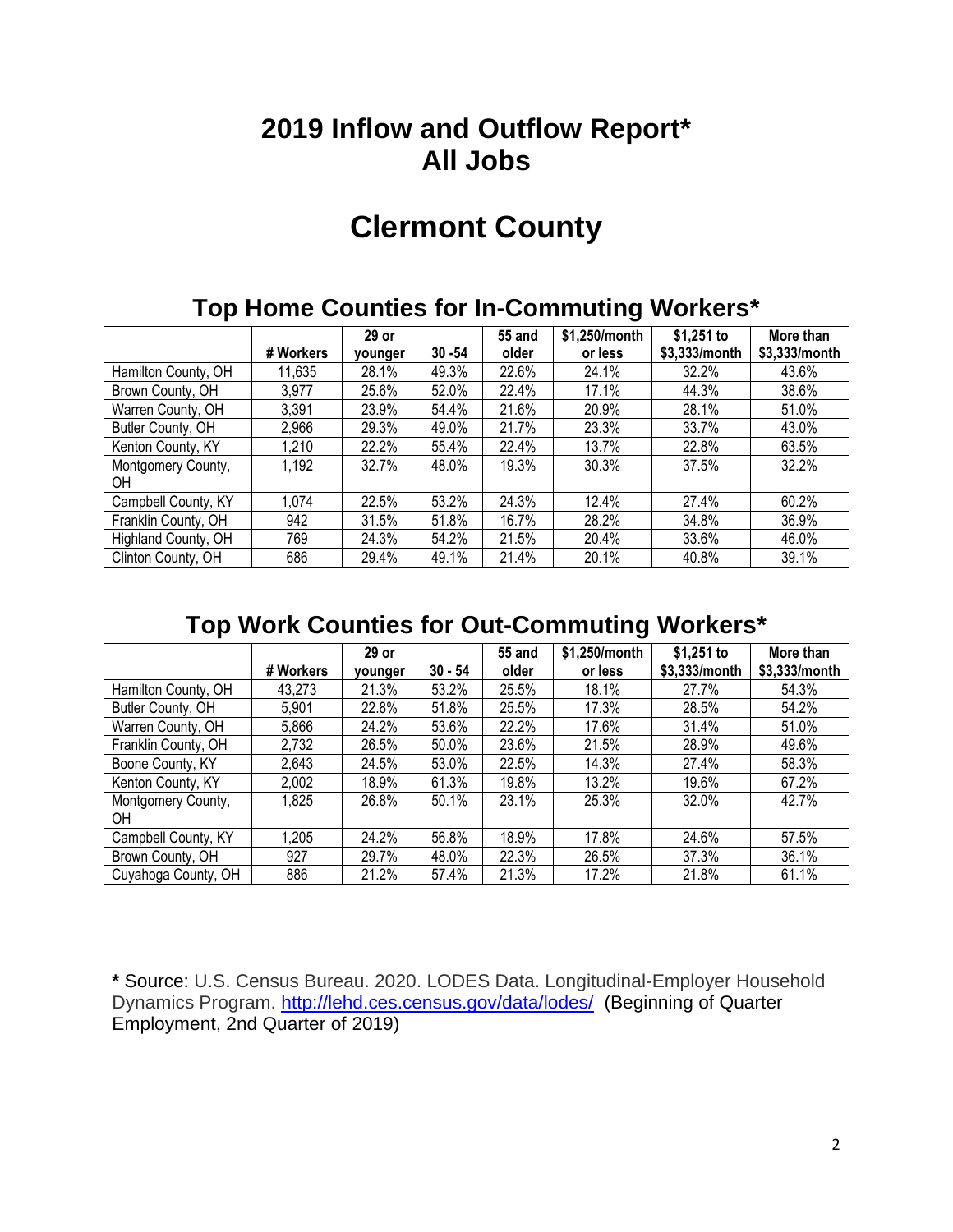# 2019 Inflow and Outflow Report*
# All Jobs

# Clermont County

## Top Home Counties for In-Commuting Workers*

| | # Workers | 29 or younger | 30 -54 | 55 and older | $1,250/month or less | $1,251 to $3,333/month | More than $3,333/month |
|---|---|---|---|---|---|---|---|
| Hamilton County, OH | 11,635 | 28.1% | 49.3% | 22.6% | 24.1% | 32.2% | 43.6% |
| Brown County, OH | 3,977 | 25.6% | 52.0% | 22.4% | 17.1% | 44.3% | 38.6% |
| Warren County, OH | 3,391 | 23.9% | 54.4% | 21.6% | 20.9% | 28.1% | 51.0% |
| Butler County, OH | 2,966 | 29.3% | 49.0% | 21.7% | 23.3% | 33.7% | 43.0% |
| Kenton County, KY | 1,210 | 22.2% | 55.4% | 22.4% | 13.7% | 22.8% | 63.5% |
| Montgomery County, OH | 1,192 | 32.7% | 48.0% | 19.3% | 30.3% | 37.5% | 32.2% |
| Campbell County, KY | 1,074 | 22.5% | 53.2% | 24.3% | 12.4% | 27.4% | 60.2% |
| Franklin County, OH | 942 | 31.5% | 51.8% | 16.7% | 28.2% | 34.8% | 36.9% |
| Highland County, OH | 769 | 24.3% | 54.2% | 21.5% | 20.4% | 33.6% | 46.0% |
| Clinton County, OH | 686 | 29.4% | 49.1% | 21.4% | 20.1% | 40.8% | 39.1% |

## Top Work Counties for Out-Commuting Workers*

| | # Workers | 29 or younger | 30 - 54 | 55 and older | $1,250/month or less | $1,251 to $3,333/month | More than $3,333/month |
|---|---|---|---|---|---|---|---|
| Hamilton County, OH | 43,273 | 21.3% | 53.2% | 25.5% | 18.1% | 27.7% | 54.3% |
| Butler County, OH | 5,901 | 22.8% | 51.8% | 25.5% | 17.3% | 28.5% | 54.2% |
| Warren County, OH | 5,866 | 24.2% | 53.6% | 22.2% | 17.6% | 31.4% | 51.0% |
| Franklin County, OH | 2,732 | 26.5% | 50.0% | 23.6% | 21.5% | 28.9% | 49.6% |
| Boone County, KY | 2,643 | 24.5% | 53.0% | 22.5% | 14.3% | 27.4% | 58.3% |
| Kenton County, KY | 2,002 | 18.9% | 61.3% | 19.8% | 13.2% | 19.6% | 67.2% |
| Montgomery County, OH | 1,825 | 26.8% | 50.1% | 23.1% | 25.3% | 32.0% | 42.7% |
| Campbell County, KY | 1,205 | 24.2% | 56.8% | 18.9% | 17.8% | 24.6% | 57.5% |
| Brown County, OH | 927 | 29.7% | 48.0% | 22.3% | 26.5% | 37.3% | 36.1% |
| Cuyahoga County, OH | 886 | 21.2% | 57.4% | 21.3% | 17.2% | 21.8% | 61.1% |

**\*** Source: U.S. Census Bureau. 2020. LODES Data. Longitudinal-Employer Household Dynamics Program. http://lehd.ces.census.gov/data/lodes/ (Beginning of Quarter Employment, 2nd Quarter of 2019)